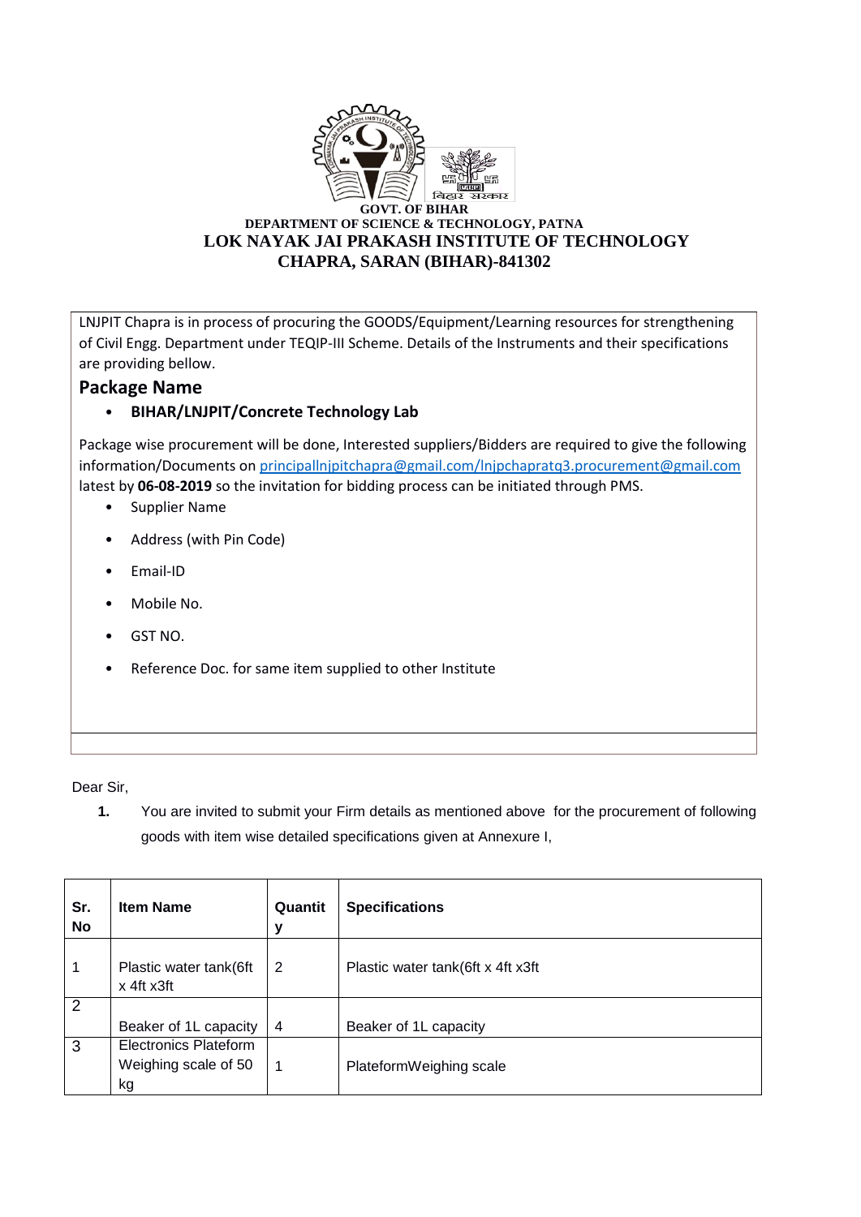**GOVT. OF BIHAR**

**DEPARTMENT OF SCIENCE & TECHNOLOGY, PATNA**

**LOK NAYAK JAI PRAKASH INSTITUTE OF TECHNOLOGY**

**CHAPRA, SARAN (BIHAR)-841302**

LNJPIT Chapra is in process of procuring the GOODS/Equipment/Learning resources for strengthening of Civil Engg. Department under TEQIP-III Scheme. Details of the Instruments and their specifications are providing bellow.

## Package Name

- **BIHAR/LNJPIT/Concrete Technology Lab**

Package wise procurement will be done, Interested suppliers/Bidders are required to give the following information/Documents on principallnjpitchapra@gmail.com/lnjpchapratq3.procurement@gmail.com latest by **06-08-2019** so the invitation for bidding process can be initiated through PMS.

- Supplier Name
- Address (with Pin Code)
- Email-ID
- Mobile No.
- GST NO.
- Reference Doc. for same item supplied to other Institute

Dear Sir,

1. You are invited to submit your Firm details as mentioned above for the procurement of following goods with item wise detailed specifications given at Annexure I,

| Sr. No | Item Name | Quantity | Specifications |
|---|---|---|---|
| 1 | Plastic water tank(6ft x 4ft x3ft | 2 | Plastic water tank(6ft x 4ft x3ft |
| 2 | Beaker of 1L capacity | 4 | Beaker of 1L capacity |
| 3 | Electronics Plateform Weighing scale of 50 kg | 1 | PlateformWeighing scale |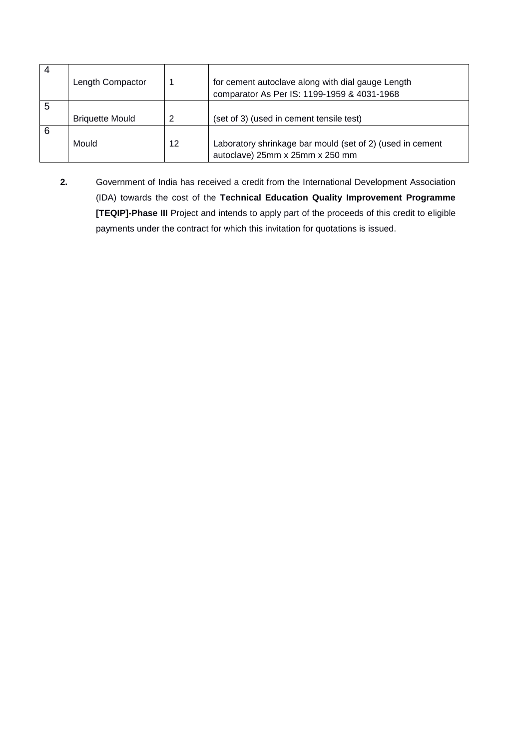| | | | |
|---|---|---|---|
| 4 | Length Compactor | 1 | for cement autoclave along with dial gauge Length comparator As Per IS: 1199-1959 & 4031-1968 |
| 5 | Briquette Mould | 2 | (set of 3) (used in cement tensile test) |
| 6 | Mould | 12 | Laboratory shrinkage bar mould (set of 2) (used in cement autoclave) 25mm x 25mm x 250 mm |

**2.** Government of India has received a credit from the International Development Association (IDA) towards the cost of the **Technical Education Quality Improvement Programme [TEQIP]-Phase III** Project and intends to apply part of the proceeds of this credit to eligible payments under the contract for which this invitation for quotations is issued.